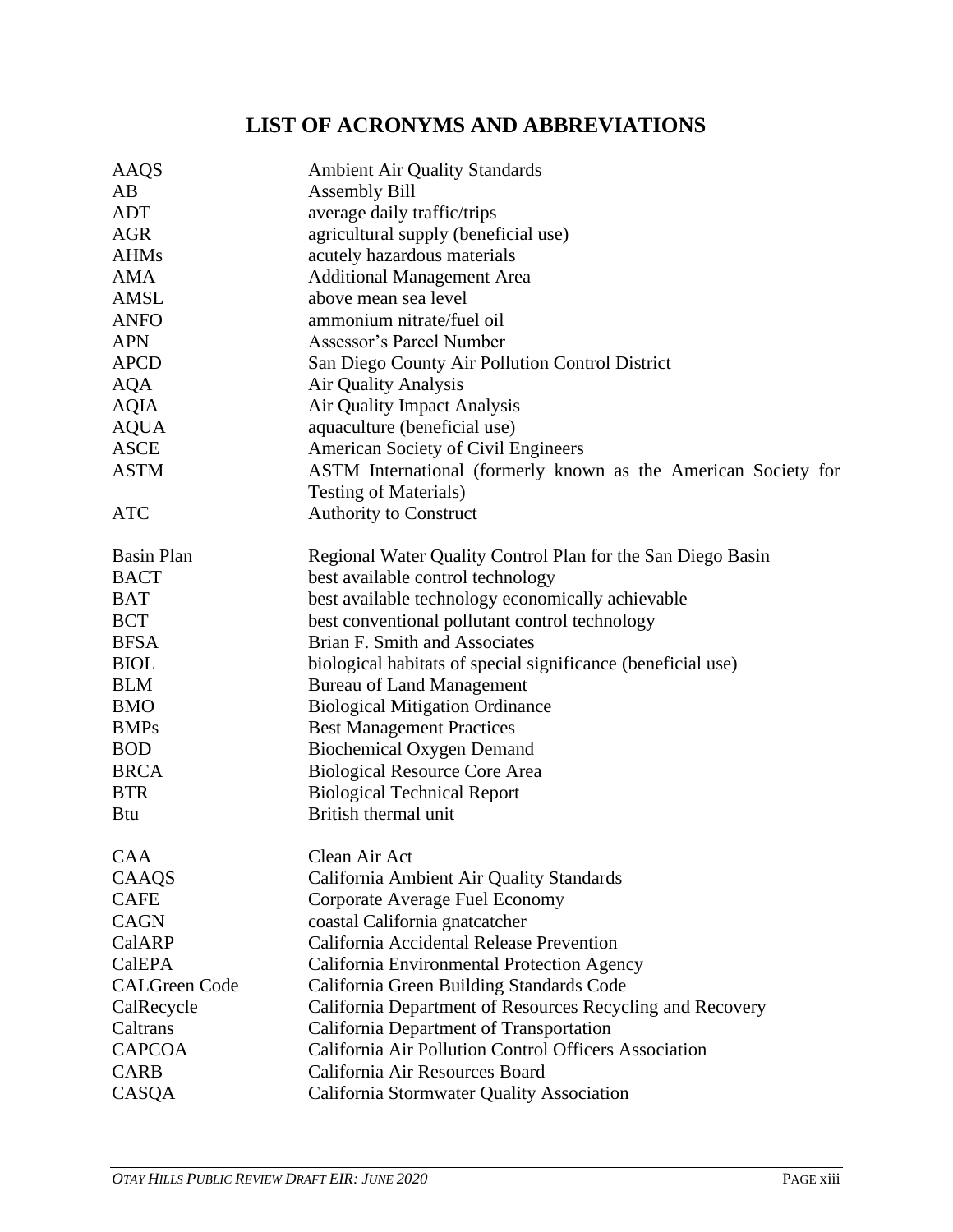# LIST OF ACRONYMS AND ABBREVIATIONS

| | |
|---|---|
| AAQS | Ambient Air Quality Standards |
| AB | Assembly Bill |
| ADT | average daily traffic/trips |
| AGR | agricultural supply (beneficial use) |
| AHMs | acutely hazardous materials |
| AMA | Additional Management Area |
| AMSL | above mean sea level |
| ANFO | ammonium nitrate/fuel oil |
| APN | Assessor's Parcel Number |
| APCD | San Diego County Air Pollution Control District |
| AQA | Air Quality Analysis |
| AQIA | Air Quality Impact Analysis |
| AQUA | aquaculture (beneficial use) |
| ASCE | American Society of Civil Engineers |
| ASTM | ASTM International (formerly known as the American Society for Testing of Materials) |
| ATC | Authority to Construct |
| | |
| Basin Plan | Regional Water Quality Control Plan for the San Diego Basin |
| BACT | best available control technology |
| BAT | best available technology economically achievable |
| BCT | best conventional pollutant control technology |
| BFSA | Brian F. Smith and Associates |
| BIOL | biological habitats of special significance (beneficial use) |
| BLM | Bureau of Land Management |
| BMO | Biological Mitigation Ordinance |
| BMPs | Best Management Practices |
| BOD | Biochemical Oxygen Demand |
| BRCA | Biological Resource Core Area |
| BTR | Biological Technical Report |
| Btu | British thermal unit |
| | |
| CAA | Clean Air Act |
| CAAQS | California Ambient Air Quality Standards |
| CAFE | Corporate Average Fuel Economy |
| CAGN | coastal California gnatcatcher |
| CalARP | California Accidental Release Prevention |
| CalEPA | California Environmental Protection Agency |
| CALGreen Code | California Green Building Standards Code |
| CalRecycle | California Department of Resources Recycling and Recovery |
| Caltrans | California Department of Transportation |
| CAPCOA | California Air Pollution Control Officers Association |
| CARB | California Air Resources Board |
| CASQA | California Stormwater Quality Association |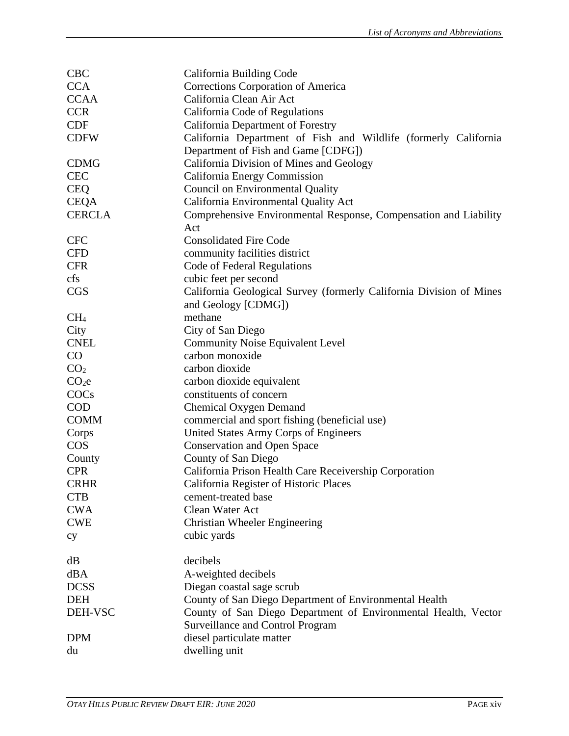| | |
|---|---|
| CBC | California Building Code |
| CCA | Corrections Corporation of America |
| CCAA | California Clean Air Act |
| CCR | California Code of Regulations |
| CDF | California Department of Forestry |
| CDFW | California Department of Fish and Wildlife (formerly California Department of Fish and Game [CDFG]) |
| CDMG | California Division of Mines and Geology |
| CEC | California Energy Commission |
| CEQ | Council on Environmental Quality |
| CEQA | California Environmental Quality Act |
| CERCLA | Comprehensive Environmental Response, Compensation and Liability Act |
| CFC | Consolidated Fire Code |
| CFD | community facilities district |
| CFR | Code of Federal Regulations |
| cfs | cubic feet per second |
| CGS | California Geological Survey (formerly California Division of Mines and Geology [CDMG]) |
| $CH_4$ | methane |
| City | City of San Diego |
| CNEL | Community Noise Equivalent Level |
| CO | carbon monoxide |
| $CO_2$ | carbon dioxide |
| $CO_2e$ | carbon dioxide equivalent |
| COCs | constituents of concern |
| COD | Chemical Oxygen Demand |
| COMM | commercial and sport fishing (beneficial use) |
| Corps | United States Army Corps of Engineers |
| COS | Conservation and Open Space |
| County | County of San Diego |
| CPR | California Prison Health Care Receivership Corporation |
| CRHR | California Register of Historic Places |
| CTB | cement-treated base |
| CWA | Clean Water Act |
| CWE | Christian Wheeler Engineering |
| cy | cubic yards |
| dB | decibels |
| dBA | A-weighted decibels |
| DCSS | Diegan coastal sage scrub |
| DEH | County of San Diego Department of Environmental Health |
| DEH-VSC | County of San Diego Department of Environmental Health, Vector Surveillance and Control Program |
| DPM | diesel particulate matter |
| du | dwelling unit |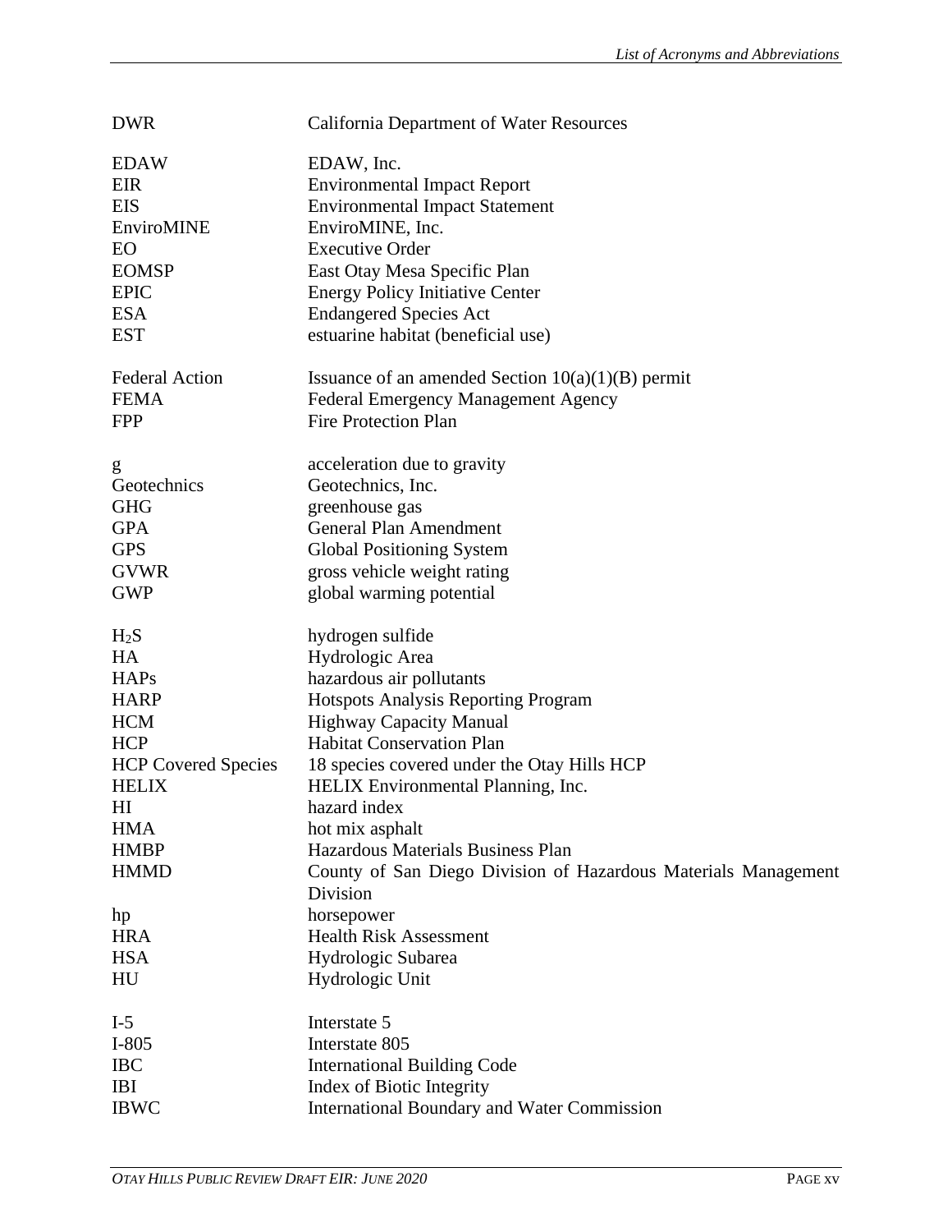| | |
|---|---|
| DWR | California Department of Water Resources |
| EDAW | EDAW, Inc. |
| EIR | Environmental Impact Report |
| EIS | Environmental Impact Statement |
| EnviroMINE | EnviroMINE, Inc. |
| EO | Executive Order |
| EOMSP | East Otay Mesa Specific Plan |
| EPIC | Energy Policy Initiative Center |
| ESA | Endangered Species Act |
| EST | estuarine habitat (beneficial use) |
| Federal Action | Issuance of an amended Section 10(a)(1)(B) permit |
| FEMA | Federal Emergency Management Agency |
| FPP | Fire Protection Plan |
| g | acceleration due to gravity |
| Geotechnics | Geotechnics, Inc. |
| GHG | greenhouse gas |
| GPA | General Plan Amendment |
| GPS | Global Positioning System |
| GVWR | gross vehicle weight rating |
| GWP | global warming potential |
| $H_2S$ | hydrogen sulfide |
| HA | Hydrologic Area |
| HAPs | hazardous air pollutants |
| HARP | Hotspots Analysis Reporting Program |
| HCM | Highway Capacity Manual |
| HCP | Habitat Conservation Plan |
| HCP Covered Species | 18 species covered under the Otay Hills HCP |
| HELIX | HELIX Environmental Planning, Inc. |
| HI | hazard index |
| HMA | hot mix asphalt |
| HMBP | Hazardous Materials Business Plan |
| HMMD | County of San Diego Division of Hazardous Materials Management Division |
| hp | horsepower |
| HRA | Health Risk Assessment |
| HSA | Hydrologic Subarea |
| HU | Hydrologic Unit |
| I-5 | Interstate 5 |
| I-805 | Interstate 805 |
| IBC | International Building Code |
| IBI | Index of Biotic Integrity |
| IBWC | International Boundary and Water Commission |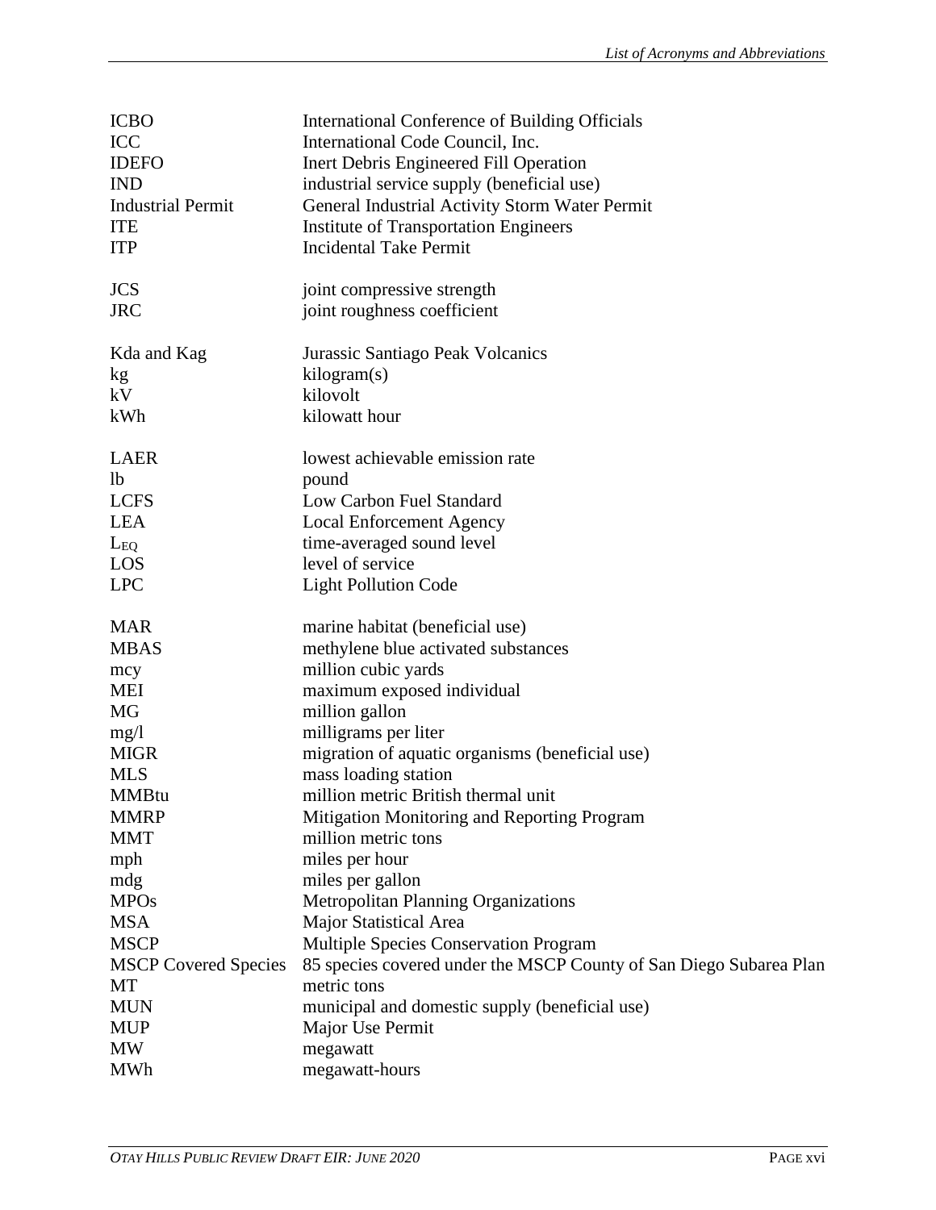| | |
|---|---|
| ICBO | International Conference of Building Officials |
| ICC | International Code Council, Inc. |
| IDEFO | Inert Debris Engineered Fill Operation |
| IND | industrial service supply (beneficial use) |
| Industrial Permit | General Industrial Activity Storm Water Permit |
| ITE | Institute of Transportation Engineers |
| ITP | Incidental Take Permit |
| | |
| JCS | joint compressive strength |
| JRC | joint roughness coefficient |
| | |
| Kda and Kag | Jurassic Santiago Peak Volcanics |
| kg | kilogram(s) |
| kV | kilovolt |
| kWh | kilowatt hour |
| | |
| LAER | lowest achievable emission rate |
| lb | pound |
| LCFS | Low Carbon Fuel Standard |
| LEA | Local Enforcement Agency |
| $L_{EQ}$ | time-averaged sound level |
| LOS | level of service |
| LPC | Light Pollution Code |
| | |
| MAR | marine habitat (beneficial use) |
| MBAS | methylene blue activated substances |
| mcy | million cubic yards |
| MEI | maximum exposed individual |
| MG | million gallon |
| mg/l | milligrams per liter |
| MIGR | migration of aquatic organisms (beneficial use) |
| MLS | mass loading station |
| MMBtu | million metric British thermal unit |
| MMRP | Mitigation Monitoring and Reporting Program |
| MMT | million metric tons |
| mph | miles per hour |
| mdg | miles per gallon |
| MPOs | Metropolitan Planning Organizations |
| MSA | Major Statistical Area |
| MSCP | Multiple Species Conservation Program |
| MSCP Covered Species | 85 species covered under the MSCP County of San Diego Subarea Plan |
| MT | metric tons |
| MUN | municipal and domestic supply (beneficial use) |
| MUP | Major Use Permit |
| MW | megawatt |
| MWh | megawatt-hours |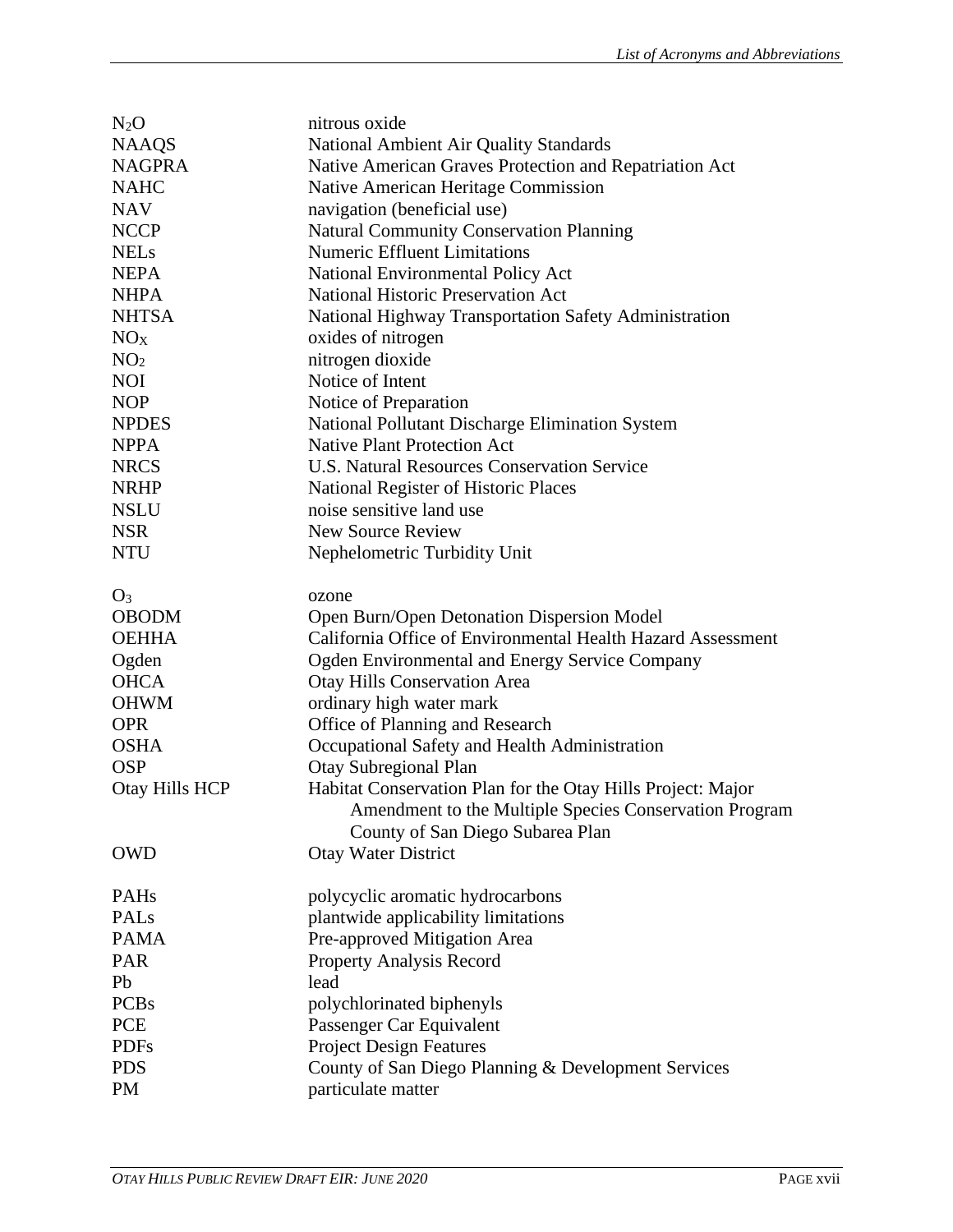| | |
|---|---|
| $N_2O$ | nitrous oxide |
| NAAQS | National Ambient Air Quality Standards |
| NAGPRA | Native American Graves Protection and Repatriation Act |
| NAHC | Native American Heritage Commission |
| NAV | navigation (beneficial use) |
| NCCP | Natural Community Conservation Planning |
| NELs | Numeric Effluent Limitations |
| NEPA | National Environmental Policy Act |
| NHPA | National Historic Preservation Act |
| NHTSA | National Highway Transportation Safety Administration |
| $NO_X$ | oxides of nitrogen |
| $NO_2$ | nitrogen dioxide |
| NOI | Notice of Intent |
| NOP | Notice of Preparation |
| NPDES | National Pollutant Discharge Elimination System |
| NPPA | Native Plant Protection Act |
| NRCS | U.S. Natural Resources Conservation Service |
| NRHP | National Register of Historic Places |
| NSLU | noise sensitive land use |
| NSR | New Source Review |
| NTU | Nephelometric Turbidity Unit |
| $O_3$ | ozone |
| OBODM | Open Burn/Open Detonation Dispersion Model |
| OEHHA | California Office of Environmental Health Hazard Assessment |
| Ogden | Ogden Environmental and Energy Service Company |
| OHCA | Otay Hills Conservation Area |
| OHWM | ordinary high water mark |
| OPR | Office of Planning and Research |
| OSHA | Occupational Safety and Health Administration |
| OSP | Otay Subregional Plan |
| Otay Hills HCP | Habitat Conservation Plan for the Otay Hills Project: Major Amendment to the Multiple Species Conservation Program County of San Diego Subarea Plan |
| OWD | Otay Water District |
| PAHs | polycyclic aromatic hydrocarbons |
| PALs | plantwide applicability limitations |
| PAMA | Pre-approved Mitigation Area |
| PAR | Property Analysis Record |
| Pb | lead |
| PCBs | polychlorinated biphenyls |
| PCE | Passenger Car Equivalent |
| PDFs | Project Design Features |
| PDS | County of San Diego Planning & Development Services |
| PM | particulate matter |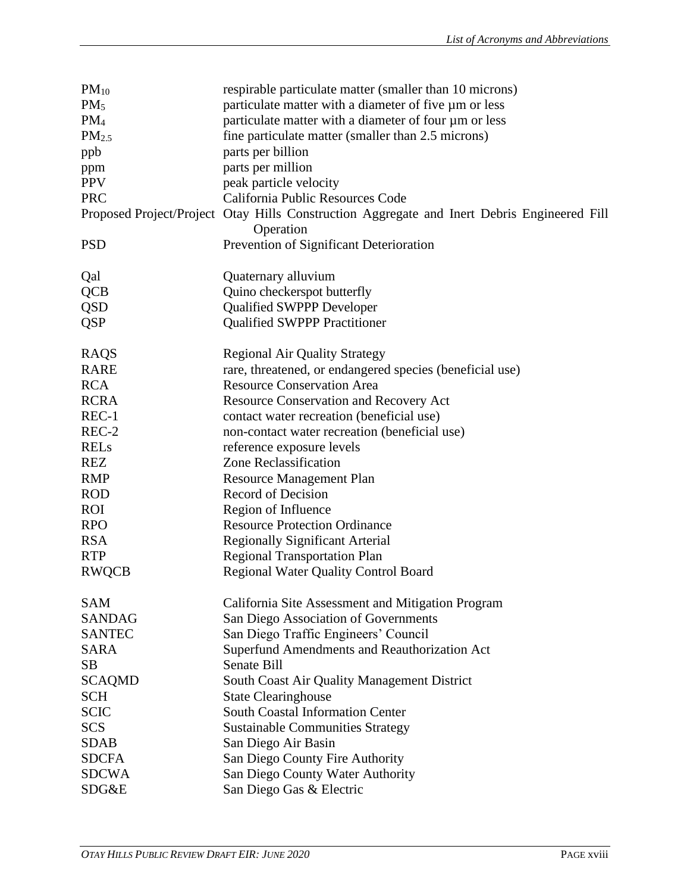| | |
|---|---|
| $PM_{10}$ | respirable particulate matter (smaller than 10 microns) |
| $PM_5$ | particulate matter with a diameter of five µm or less |
| $PM_4$ | particulate matter with a diameter of four µm or less |
| $PM_{2.5}$ | fine particulate matter (smaller than 2.5 microns) |
| ppb | parts per billion |
| ppm | parts per million |
| PPV | peak particle velocity |
| PRC | California Public Resources Code |
| Proposed Project/Project | Otay Hills Construction Aggregate and Inert Debris Engineered Fill Operation |
| PSD | Prevention of Significant Deterioration |
| | |
| Qal | Quaternary alluvium |
| QCB | Quino checkerspot butterfly |
| QSD | Qualified SWPPP Developer |
| QSP | Qualified SWPPP Practitioner |
| | |
| RAQS | Regional Air Quality Strategy |
| RARE | rare, threatened, or endangered species (beneficial use) |
| RCA | Resource Conservation Area |
| RCRA | Resource Conservation and Recovery Act |
| REC-1 | contact water recreation (beneficial use) |
| REC-2 | non-contact water recreation (beneficial use) |
| RELs | reference exposure levels |
| REZ | Zone Reclassification |
| RMP | Resource Management Plan |
| ROD | Record of Decision |
| ROI | Region of Influence |
| RPO | Resource Protection Ordinance |
| RSA | Regionally Significant Arterial |
| RTP | Regional Transportation Plan |
| RWQCB | Regional Water Quality Control Board |
| | |
| SAM | California Site Assessment and Mitigation Program |
| SANDAG | San Diego Association of Governments |
| SANTEC | San Diego Traffic Engineers' Council |
| SARA | Superfund Amendments and Reauthorization Act |
| SB | Senate Bill |
| SCAQMD | South Coast Air Quality Management District |
| SCH | State Clearinghouse |
| SCIC | South Coastal Information Center |
| SCS | Sustainable Communities Strategy |
| SDAB | San Diego Air Basin |
| SDCFA | San Diego County Fire Authority |
| SDCWA | San Diego County Water Authority |
| SDG&E | San Diego Gas & Electric |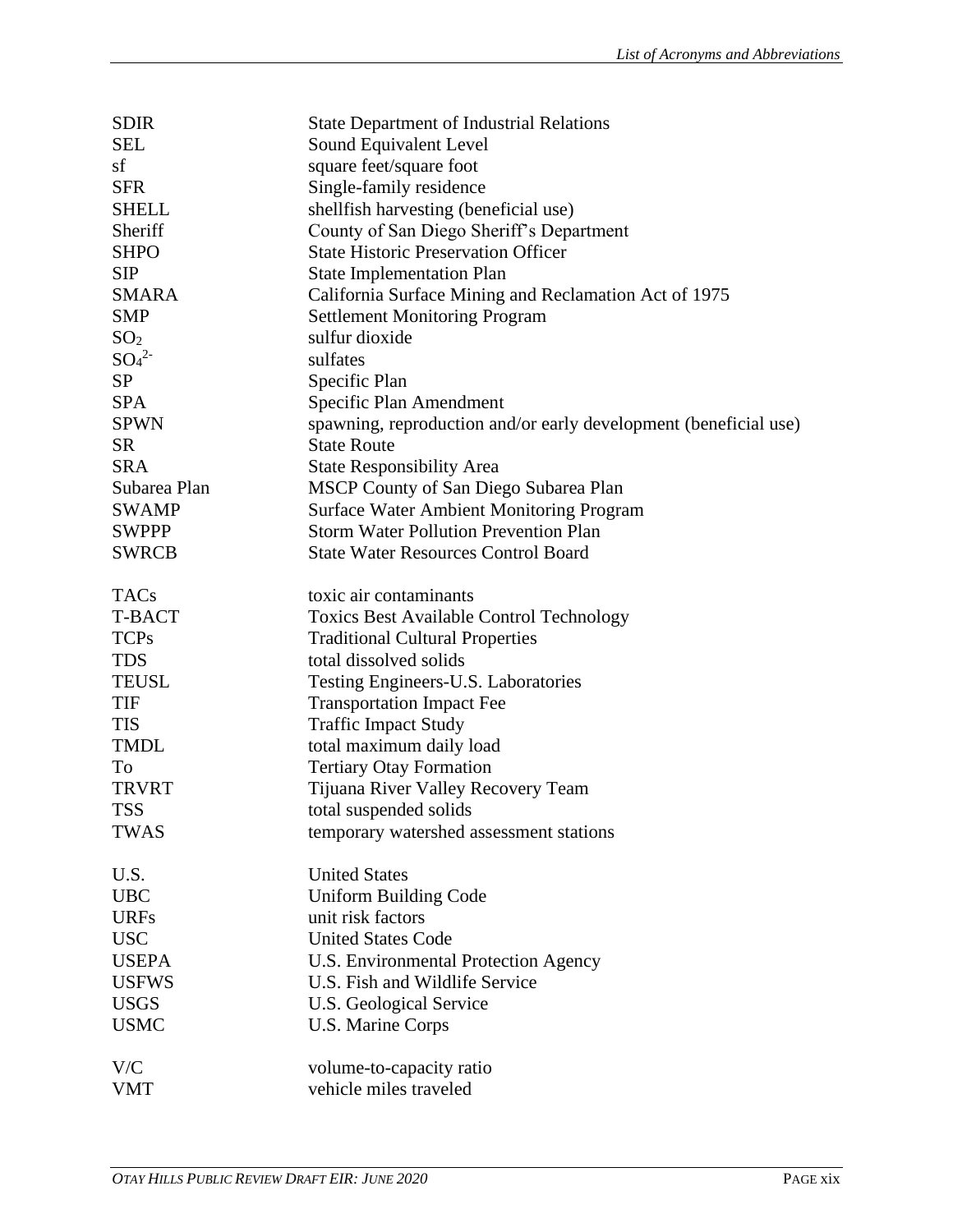| | |
|---|---|
| SDIR | State Department of Industrial Relations |
| SEL | Sound Equivalent Level |
| sf | square feet/square foot |
| SFR | Single-family residence |
| SHELL | shellfish harvesting (beneficial use) |
| Sheriff | County of San Diego Sheriff's Department |
| SHPO | State Historic Preservation Officer |
| SIP | State Implementation Plan |
| SMARA | California Surface Mining and Reclamation Act of 1975 |
| SMP | Settlement Monitoring Program |
| $SO_2$ | sulfur dioxide |
| $SO_4^{2-}$ | sulfates |
| SP | Specific Plan |
| SPA | Specific Plan Amendment |
| SPWN | spawning, reproduction and/or early development (beneficial use) |
| SR | State Route |
| SRA | State Responsibility Area |
| Subarea Plan | MSCP County of San Diego Subarea Plan |
| SWAMP | Surface Water Ambient Monitoring Program |
| SWPPP | Storm Water Pollution Prevention Plan |
| SWRCB | State Water Resources Control Board |
| | |
| TACs | toxic air contaminants |
| T-BACT | Toxics Best Available Control Technology |
| TCPs | Traditional Cultural Properties |
| TDS | total dissolved solids |
| TEUSL | Testing Engineers-U.S. Laboratories |
| TIF | Transportation Impact Fee |
| TIS | Traffic Impact Study |
| TMDL | total maximum daily load |
| To | Tertiary Otay Formation |
| TRVRT | Tijuana River Valley Recovery Team |
| TSS | total suspended solids |
| TWAS | temporary watershed assessment stations |
| | |
| U.S. | United States |
| UBC | Uniform Building Code |
| URFs | unit risk factors |
| USC | United States Code |
| USEPA | U.S. Environmental Protection Agency |
| USFWS | U.S. Fish and Wildlife Service |
| USGS | U.S. Geological Service |
| USMC | U.S. Marine Corps |
| | |
| V/C | volume-to-capacity ratio |
| VMT | vehicle miles traveled |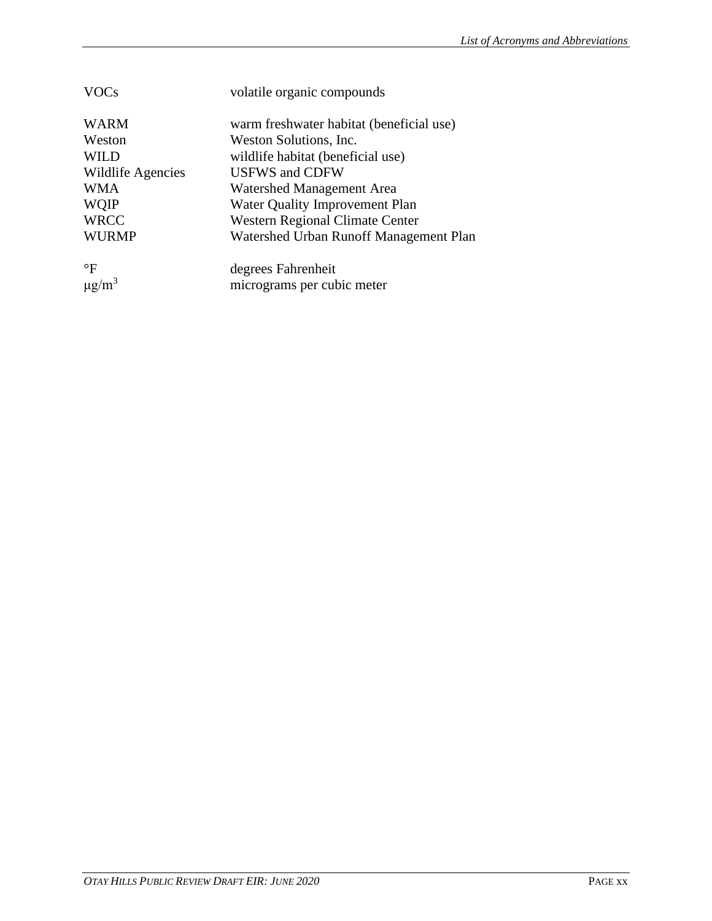| | |
|---|---|
| VOCs | volatile organic compounds |
| WARM | warm freshwater habitat (beneficial use) |
| Weston | Weston Solutions, Inc. |
| WILD | wildlife habitat (beneficial use) |
| Wildlife Agencies | USFWS and CDFW |
| WMA | Watershed Management Area |
| WQIP | Water Quality Improvement Plan |
| WRCC | Western Regional Climate Center |
| WURMP | Watershed Urban Runoff Management Plan |
| °F | degrees Fahrenheit |
| $\mu g/m^3$ | micrograms per cubic meter |